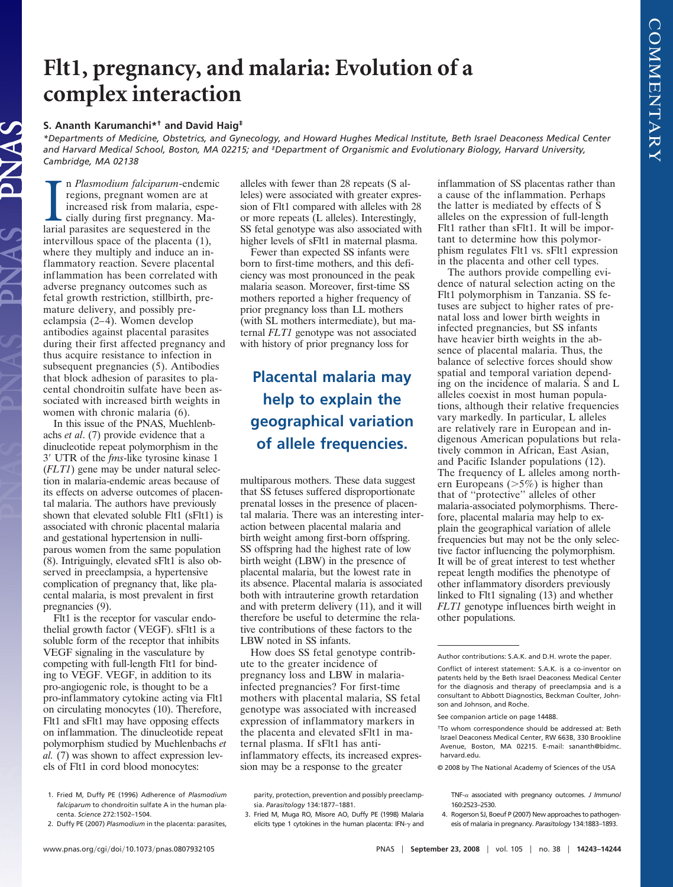# Flt1, pregnancy, and malaria: Evolution of a complex interaction

**S. Ananth Karumanchi*[†] and David Haig[‡]**

*Departments of Medicine, Obstetrics, and Gynecology, and Howard Hughes Medical Institute, Beth Israel Deaconess Medical Center and Harvard Medical School, Boston, MA 02215; and [‡]Department of Organismic and Evolutionary Biology, Harvard University, Cambridge, MA 02138

In *Plasmodium falciparum*-endemic regions, pregnant women are at increased risk from malaria, especially during first pregnancy. Malarial parasites are sequestered in the intervillous space of the placenta (1), where they multiply and induce an inflammatory reaction. Severe placental inflammation has been correlated with adverse pregnancy outcomes such as fetal growth restriction, stillbirth, premature delivery, and possibly preeclampsia (2–4). Women develop antibodies against placental parasites during their first affected pregnancy and thus acquire resistance to infection in subsequent pregnancies (5). Antibodies that block adhesion of parasites to placental chondroitin sulfate have been associated with increased birth weights in women with chronic malaria (6).

In this issue of the PNAS, Muehlenbachs *et al*. (7) provide evidence that a dinucleotide repeat polymorphism in the 3′ UTR of the *fms*-like tyrosine kinase 1 (*FLT1*) gene may be under natural selection in malaria-endemic areas because of its effects on adverse outcomes of placental malaria. The authors have previously shown that elevated soluble Flt1 (sFlt1) is associated with chronic placental malaria and gestational hypertension in nulliparous women from the same population (8). Intriguingly, elevated sFlt1 is also observed in preeclampsia, a hypertensive complication of pregnancy that, like placental malaria, is most prevalent in first pregnancies (9).

Flt1 is the receptor for vascular endothelial growth factor (VEGF). sFlt1 is a soluble form of the receptor that inhibits VEGF signaling in the vasculature by competing with full-length Flt1 for binding to VEGF. VEGF, in addition to its pro-angiogenic role, is thought to be a pro-inflammatory cytokine acting via Flt1 on circulating monocytes (10). Therefore, Flt1 and sFlt1 may have opposing effects on inflammation. The dinucleotide repeat polymorphism studied by Muehlenbachs *et al.* (7) was shown to affect expression levels of Flt1 in cord blood monocytes: alleles with fewer than 28 repeats (S alleles) were associated with greater expression of Flt1 compared with alleles with 28 or more repeats (L alleles). Interestingly, SS fetal genotype was also associated with higher levels of sFlt1 in maternal plasma.

Fewer than expected SS infants were born to first-time mothers, and this deficiency was most pronounced in the peak malaria season. Moreover, first-time SS mothers reported a higher frequency of prior pregnancy loss than LL mothers (with SL mothers intermediate), but maternal *FLT1* genotype was not associated with history of prior pregnancy loss for multiparous mothers. These data suggest that SS fetuses suffered disproportionate prenatal losses in the presence of placental malaria. There was an interesting interaction between placental malaria and birth weight among first-born offspring. SS offspring had the highest rate of low birth weight (LBW) in the presence of placental malaria, but the lowest rate in its absence. Placental malaria is associated both with intrauterine growth retardation and with preterm delivery (11), and it will therefore be useful to determine the relative contributions of these factors to the LBW noted in SS infants.

> **Placental malaria may help to explain the geographical variation of allele frequencies.**

How does SS fetal genotype contribute to the greater incidence of pregnancy loss and LBW in malaria-infected pregnancies? For first-time mothers with placental malaria, SS fetal genotype was associated with increased expression of inflammatory markers in the placenta and elevated sFlt1 in maternal plasma. If sFlt1 has anti-inflammatory effects, its increased expression may be a response to the greater inflammation of SS placentas rather than a cause of the inflammation. Perhaps the latter is mediated by effects of S alleles on the expression of full-length Flt1 rather than sFlt1. It will be important to determine how this polymorphism regulates Flt1 vs. sFlt1 expression in the placenta and other cell types.

The authors provide compelling evidence of natural selection acting on the Flt1 polymorphism in Tanzania. SS fetuses are subject to higher rates of prenatal loss and lower birth weights in infected pregnancies, but SS infants have heavier birth weights in the absence of placental malaria. Thus, the balance of selective forces should show spatial and temporal variation depending on the incidence of malaria. S and L alleles coexist in most human populations, although their relative frequencies vary markedly. In particular, L alleles are relatively rare in European and indigenous American populations but relatively common in African, East Asian, and Pacific Islander populations (12). The frequency of L alleles among northern Europeans (>5%) is higher than that of "protective" alleles of other malaria-associated polymorphisms. Therefore, placental malaria may help to explain the geographical variation of allele frequencies but may not be the only selective factor influencing the polymorphism. It will be of great interest to test whether repeat length modifies the phenotype of other inflammatory disorders previously linked to Flt1 signaling (13) and whether *FLT1* genotype influences birth weight in other populations.

---

Author contributions: S.A.K. and D.H. wrote the paper.

Conflict of interest statement: S.A.K. is a co-inventor on patents held by the Beth Israel Deaconess Medical Center for the diagnosis and therapy of preeclampsia and is a consultant to Abbott Diagnostics, Beckman Coulter, Johnson and Johnson, and Roche.

See companion article on page 14488.

[†]To whom correspondence should be addressed at: Beth Israel Deaconess Medical Center, RW 663B, 330 Brookline Avenue, Boston, MA 02215. E-mail: sananth@bidmc.harvard.edu.

© 2008 by The National Academy of Sciences of the USA

1. Fried M, Duffy PE (1996) Adherence of *Plasmodium falciparum* to chondroitin sulfate A in the human placenta. *Science* 272:1502–1504.
2. Duffy PE (2007) *Plasmodium* in the placenta: parasites, parity, protection, prevention and possibly preeclampsia. *Parasitology* 134:1877–1881.
3. Fried M, Muga RO, Misore AO, Duffy PE (1998) Malaria elicits type 1 cytokines in the human placenta: IFN-γ and TNF-α associated with pregnancy outcomes. *J Immunol* 160:2523–2530.
4. Rogerson SJ, Boeuf P (2007) New approaches to pathogenesis of malaria in pregnancy. *Parasitology* 134:1883–1893.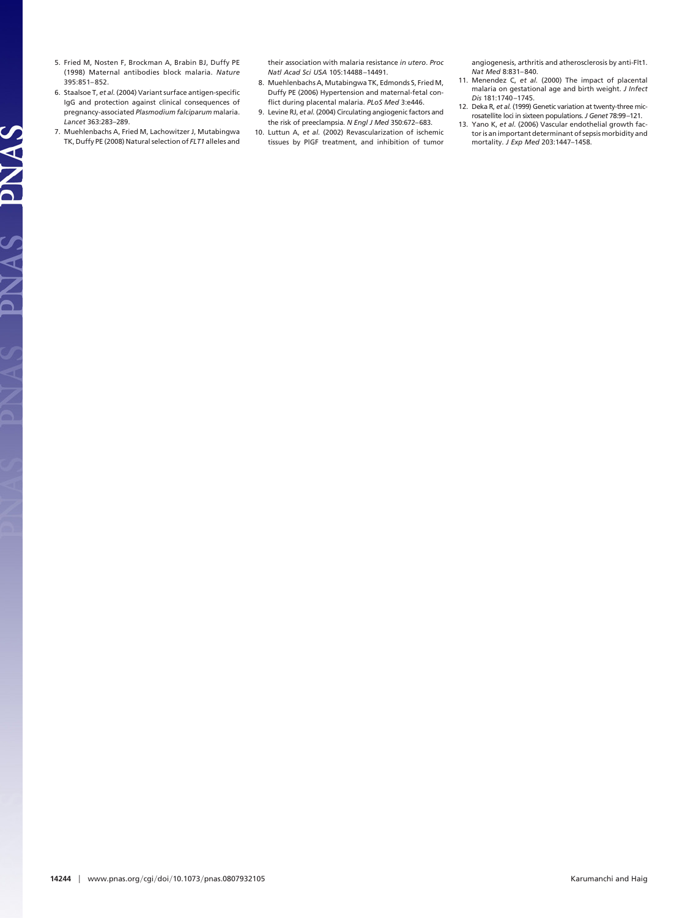5. Fried M, Nosten F, Brockman A, Brabin BJ, Duffy PE (1998) Maternal antibodies block malaria. *Nature* 395:851–852.
6. Staalsoe T, *et al.* (2004) Variant surface antigen-specific IgG and protection against clinical consequences of pregnancy-associated *Plasmodium falciparum* malaria. *Lancet* 363:283–289.
7. Muehlenbachs A, Fried M, Lachowitzer J, Mutabingwa TK, Duffy PE (2008) Natural selection of *FLT1* alleles and their association with malaria resistance *in utero*. *Proc Natl Acad Sci USA* 105:14488–14491.
8. Muehlenbachs A, Mutabingwa TK, Edmonds S, Fried M, Duffy PE (2006) Hypertension and maternal-fetal conflict during placental malaria. *PLoS Med* 3:e446.
9. Levine RJ, *et al.* (2004) Circulating angiogenic factors and the risk of preeclampsia. *N Engl J Med* 350:672–683.
10. Luttun A, *et al.* (2002) Revascularization of ischemic tissues by PlGF treatment, and inhibition of tumor angiogenesis, arthritis and atherosclerosis by anti-Flt1. *Nat Med* 8:831–840.
11. Menendez C, *et al.* (2000) The impact of placental malaria on gestational age and birth weight. *J Infect Dis* 181:1740–1745.
12. Deka R, *et al.* (1999) Genetic variation at twenty-three microsatellite loci in sixteen populations. *J Genet* 78:99–121.
13. Yano K, *et al.* (2006) Vascular endothelial growth factor is an important determinant of sepsis morbidity and mortality. *J Exp Med* 203:1447–1458.